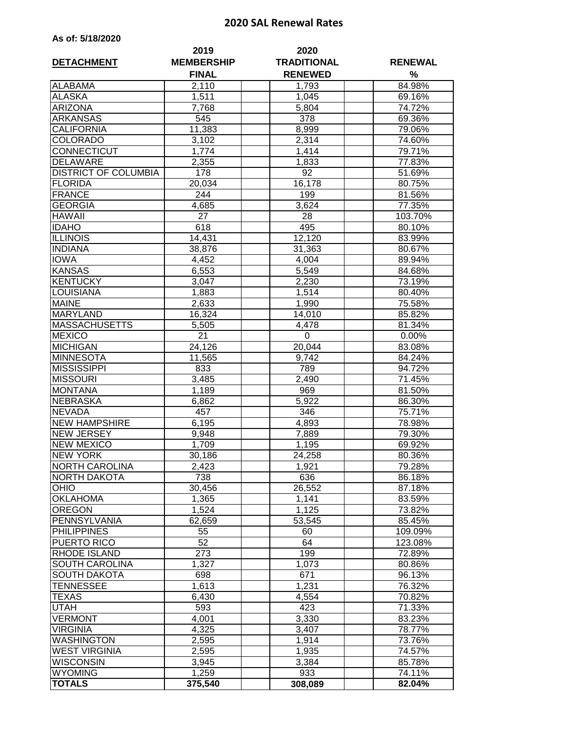# 2020 SAL Renewal Rates

**As of: 5/18/2020**

| DETACHMENT | 2019 MEMBERSHIP FINAL | 2020 TRADITIONAL RENEWED | RENEWAL % |
|---|---|---|---|
| ALABAMA | 2,110 | 1,793 | 84.98% |
| ALASKA | 1,511 | 1,045 | 69.16% |
| ARIZONA | 7,768 | 5,804 | 74.72% |
| ARKANSAS | 545 | 378 | 69.36% |
| CALIFORNIA | 11,383 | 8,999 | 79.06% |
| COLORADO | 3,102 | 2,314 | 74.60% |
| CONNECTICUT | 1,774 | 1,414 | 79.71% |
| DELAWARE | 2,355 | 1,833 | 77.83% |
| DISTRICT OF COLUMBIA | 178 | 92 | 51.69% |
| FLORIDA | 20,034 | 16,178 | 80.75% |
| FRANCE | 244 | 199 | 81.56% |
| GEORGIA | 4,685 | 3,624 | 77.35% |
| HAWAII | 27 | 28 | 103.70% |
| IDAHO | 618 | 495 | 80.10% |
| ILLINOIS | 14,431 | 12,120 | 83.99% |
| INDIANA | 38,876 | 31,363 | 80.67% |
| IOWA | 4,452 | 4,004 | 89.94% |
| KANSAS | 6,553 | 5,549 | 84.68% |
| KENTUCKY | 3,047 | 2,230 | 73.19% |
| LOUISIANA | 1,883 | 1,514 | 80.40% |
| MAINE | 2,633 | 1,990 | 75.58% |
| MARYLAND | 16,324 | 14,010 | 85.82% |
| MASSACHUSETTS | 5,505 | 4,478 | 81.34% |
| MEXICO | 21 | 0 | 0.00% |
| MICHIGAN | 24,126 | 20,044 | 83.08% |
| MINNESOTA | 11,565 | 9,742 | 84.24% |
| MISSISSIPPI | 833 | 789 | 94.72% |
| MISSOURI | 3,485 | 2,490 | 71.45% |
| MONTANA | 1,189 | 969 | 81.50% |
| NEBRASKA | 6,862 | 5,922 | 86.30% |
| NEVADA | 457 | 346 | 75.71% |
| NEW HAMPSHIRE | 6,195 | 4,893 | 78.98% |
| NEW JERSEY | 9,948 | 7,889 | 79.30% |
| NEW MEXICO | 1,709 | 1,195 | 69.92% |
| NEW YORK | 30,186 | 24,258 | 80.36% |
| NORTH CAROLINA | 2,423 | 1,921 | 79.28% |
| NORTH DAKOTA | 738 | 636 | 86.18% |
| OHIO | 30,456 | 26,552 | 87.18% |
| OKLAHOMA | 1,365 | 1,141 | 83.59% |
| OREGON | 1,524 | 1,125 | 73.82% |
| PENNSYLVANIA | 62,659 | 53,545 | 85.45% |
| PHILIPPINES | 55 | 60 | 109.09% |
| PUERTO RICO | 52 | 64 | 123.08% |
| RHODE ISLAND | 273 | 199 | 72.89% |
| SOUTH CAROLINA | 1,327 | 1,073 | 80.86% |
| SOUTH DAKOTA | 698 | 671 | 96.13% |
| TENNESSEE | 1,613 | 1,231 | 76.32% |
| TEXAS | 6,430 | 4,554 | 70.82% |
| UTAH | 593 | 423 | 71.33% |
| VERMONT | 4,001 | 3,330 | 83.23% |
| VIRGINIA | 4,325 | 3,407 | 78.77% |
| WASHINGTON | 2,595 | 1,914 | 73.76% |
| WEST VIRGINIA | 2,595 | 1,935 | 74.57% |
| WISCONSIN | 3,945 | 3,384 | 85.78% |
| WYOMING | 1,259 | 933 | 74.11% |
| **TOTALS** | **375,540** | **308,089** | **82.04%** |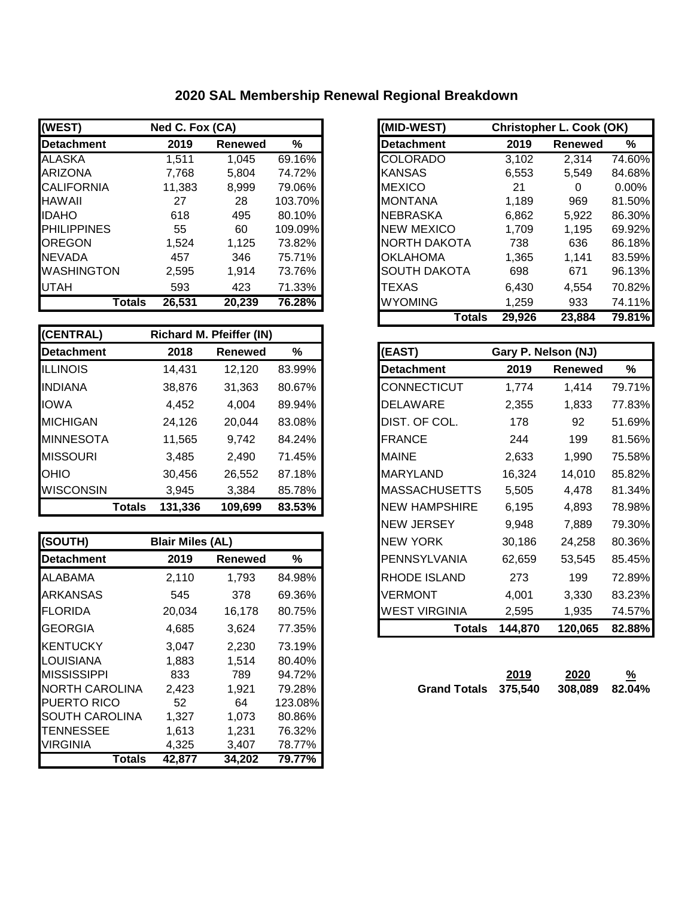# 2020 SAL Membership Renewal Regional Breakdown

| (WEST) | Ned C. Fox (CA) | | |
|---|---|---|---|
| **Detachment** | **2019** | **Renewed** | **%** |
| ALASKA | 1,511 | 1,045 | 69.16% |
| ARIZONA | 7,768 | 5,804 | 74.72% |
| CALIFORNIA | 11,383 | 8,999 | 79.06% |
| HAWAII | 27 | 28 | 103.70% |
| IDAHO | 618 | 495 | 80.10% |
| PHILIPPINES | 55 | 60 | 109.09% |
| OREGON | 1,524 | 1,125 | 73.82% |
| NEVADA | 457 | 346 | 75.71% |
| WASHINGTON | 2,595 | 1,914 | 73.76% |
| UTAH | 593 | 423 | 71.33% |
| **Totals** | **26,531** | **20,239** | **76.28%** |

| (MID-WEST) | Christopher L. Cook (OK) | | |
|---|---|---|---|
| **Detachment** | **2019** | **Renewed** | **%** |
| COLORADO | 3,102 | 2,314 | 74.60% |
| KANSAS | 6,553 | 5,549 | 84.68% |
| MEXICO | 21 | 0 | 0.00% |
| MONTANA | 1,189 | 969 | 81.50% |
| NEBRASKA | 6,862 | 5,922 | 86.30% |
| NEW MEXICO | 1,709 | 1,195 | 69.92% |
| NORTH DAKOTA | 738 | 636 | 86.18% |
| OKLAHOMA | 1,365 | 1,141 | 83.59% |
| SOUTH DAKOTA | 698 | 671 | 96.13% |
| TEXAS | 6,430 | 4,554 | 70.82% |
| WYOMING | 1,259 | 933 | 74.11% |
| **Totals** | **29,926** | **23,884** | **79.81%** |

| (CENTRAL) | Richard M. Pfeiffer (IN) | | |
|---|---|---|---|
| **Detachment** | **2018** | **Renewed** | **%** |
| ILLINOIS | 14,431 | 12,120 | 83.99% |
| INDIANA | 38,876 | 31,363 | 80.67% |
| IOWA | 4,452 | 4,004 | 89.94% |
| MICHIGAN | 24,126 | 20,044 | 83.08% |
| MINNESOTA | 11,565 | 9,742 | 84.24% |
| MISSOURI | 3,485 | 2,490 | 71.45% |
| OHIO | 30,456 | 26,552 | 87.18% |
| WISCONSIN | 3,945 | 3,384 | 85.78% |
| **Totals** | **131,336** | **109,699** | **83.53%** |

| (EAST) | Gary P. Nelson (NJ) | | |
|---|---|---|---|
| **Detachment** | **2019** | **Renewed** | **%** |
| CONNECTICUT | 1,774 | 1,414 | 79.71% |
| DELAWARE | 2,355 | 1,833 | 77.83% |
| DIST. OF COL. | 178 | 92 | 51.69% |
| FRANCE | 244 | 199 | 81.56% |
| MAINE | 2,633 | 1,990 | 75.58% |
| MARYLAND | 16,324 | 14,010 | 85.82% |
| MASSACHUSETTS | 5,505 | 4,478 | 81.34% |
| NEW HAMPSHIRE | 6,195 | 4,893 | 78.98% |
| NEW JERSEY | 9,948 | 7,889 | 79.30% |
| NEW YORK | 30,186 | 24,258 | 80.36% |
| PENNSYLVANIA | 62,659 | 53,545 | 85.45% |
| RHODE ISLAND | 273 | 199 | 72.89% |
| VERMONT | 4,001 | 3,330 | 83.23% |
| WEST VIRGINIA | 2,595 | 1,935 | 74.57% |
| **Totals** | **144,870** | **120,065** | **82.88%** |

| (SOUTH) | Blair Miles (AL) | | |
|---|---|---|---|
| **Detachment** | **2019** | **Renewed** | **%** |
| ALABAMA | 2,110 | 1,793 | 84.98% |
| ARKANSAS | 545 | 378 | 69.36% |
| FLORIDA | 20,034 | 16,178 | 80.75% |
| GEORGIA | 4,685 | 3,624 | 77.35% |
| KENTUCKY | 3,047 | 2,230 | 73.19% |
| LOUISIANA | 1,883 | 1,514 | 80.40% |
| MISSISSIPPI | 833 | 789 | 94.72% |
| NORTH CAROLINA | 2,423 | 1,921 | 79.28% |
| PUERTO RICO | 52 | 64 | 123.08% |
| SOUTH CAROLINA | 1,327 | 1,073 | 80.86% |
| TENNESSEE | 1,613 | 1,231 | 76.32% |
| VIRGINIA | 4,325 | 3,407 | 78.77% |
| **Totals** | **42,877** | **34,202** | **79.77%** |

| | **2019** | **2020** | **%** |
|---|---|---|---|
| **Grand Totals** | **375,540** | **308,089** | **82.04%** |